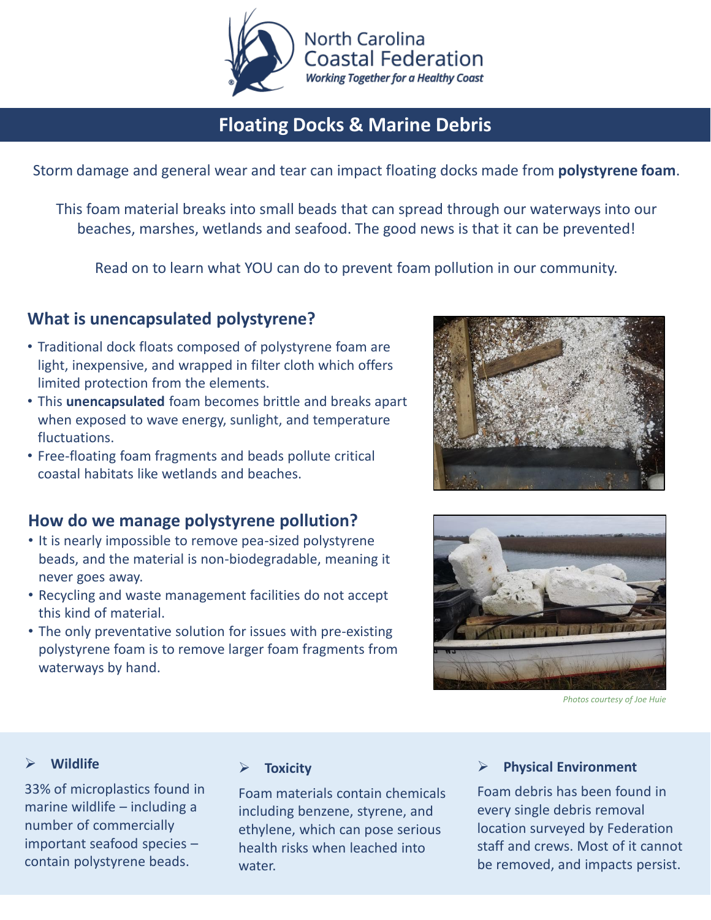North Carolina Coastal Federation
*Working Together for a Healthy Coast*

# Floating Docks & Marine Debris

Storm damage and general wear and tear can impact floating docks made from **polystyrene foam**.

This foam material breaks into small beads that can spread through our waterways into our beaches, marshes, wetlands and seafood. The good news is that it can be prevented!

Read on to learn what YOU can do to prevent foam pollution in our community.

## What is unencapsulated polystyrene?

- Traditional dock floats composed of polystyrene foam are light, inexpensive, and wrapped in filter cloth which offers limited protection from the elements.
- This **unencapsulated** foam becomes brittle and breaks apart when exposed to wave energy, sunlight, and temperature fluctuations.
- Free-floating foam fragments and beads pollute critical coastal habitats like wetlands and beaches.

## How do we manage polystyrene pollution?

- It is nearly impossible to remove pea-sized polystyrene beads, and the material is non-biodegradable, meaning it never goes away.
- Recycling and waste management facilities do not accept this kind of material.
- The only preventative solution for issues with pre-existing polystyrene foam is to remove larger foam fragments from waterways by hand.

*Photos courtesy of Joe Huie*

### Wildlife

33% of microplastics found in marine wildlife – including a number of commercially important seafood species – contain polystyrene beads.

### Toxicity

Foam materials contain chemicals including benzene, styrene, and ethylene, which can pose serious health risks when leached into water.

### Physical Environment

Foam debris has been found in every single debris removal location surveyed by Federation staff and crews. Most of it cannot be removed, and impacts persist.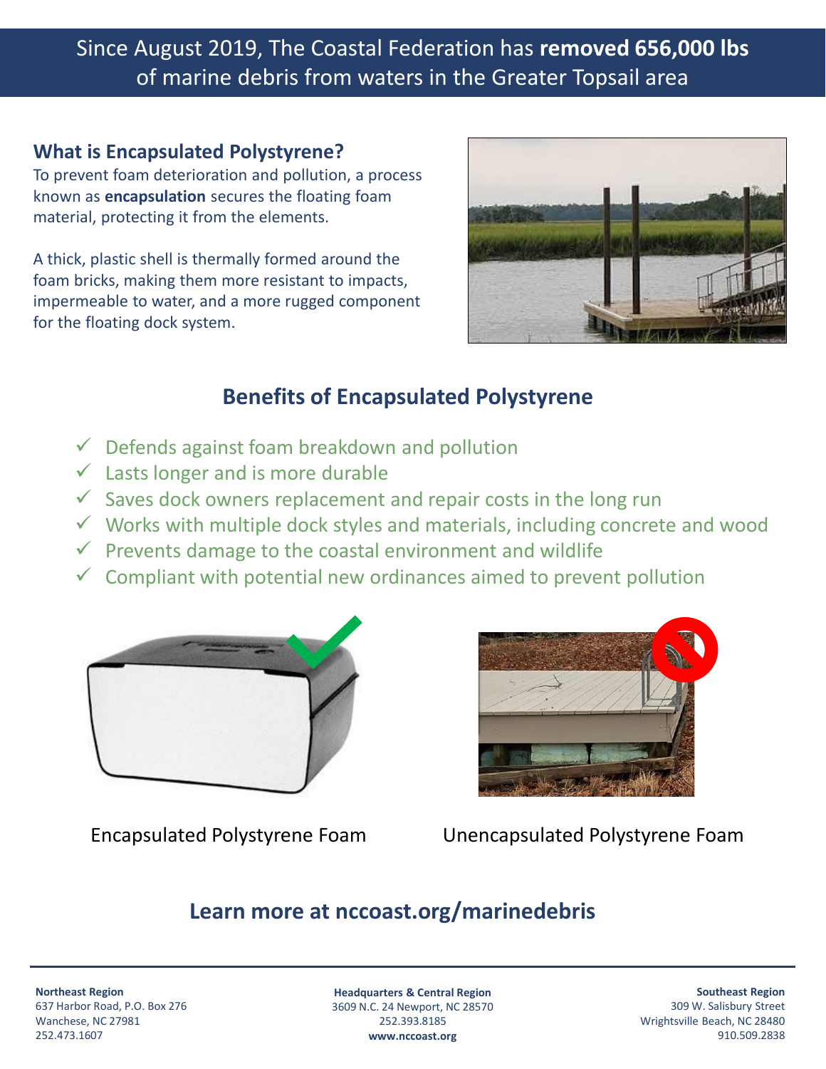# Since August 2019, The Coastal Federation has **removed 656,000 lbs** of marine debris from waters in the Greater Topsail area

## What is Encapsulated Polystyrene?

To prevent foam deterioration and pollution, a process known as **encapsulation** secures the floating foam material, protecting it from the elements.

A thick, plastic shell is thermally formed around the foam bricks, making them more resistant to impacts, impermeable to water, and a more rugged component for the floating dock system.

## Benefits of Encapsulated Polystyrene

- ✓ Defends against foam breakdown and pollution
- ✓ Lasts longer and is more durable
- ✓ Saves dock owners replacement and repair costs in the long run
- ✓ Works with multiple dock styles and materials, including concrete and wood
- ✓ Prevents damage to the coastal environment and wildlife
- ✓ Compliant with potential new ordinances aimed to prevent pollution

Encapsulated Polystyrene Foam

Unencapsulated Polystyrene Foam

## Learn more at nccoast.org/marinedebris

**Northeast Region**
637 Harbor Road, P.O. Box 276
Wanchese, NC 27981
252.473.1607

**Headquarters & Central Region**
3609 N.C. 24 Newport, NC 28570
252.393.8185
**www.nccoast.org**

**Southeast Region**
309 W. Salisbury Street
Wrightsville Beach, NC 28480
910.509.2838